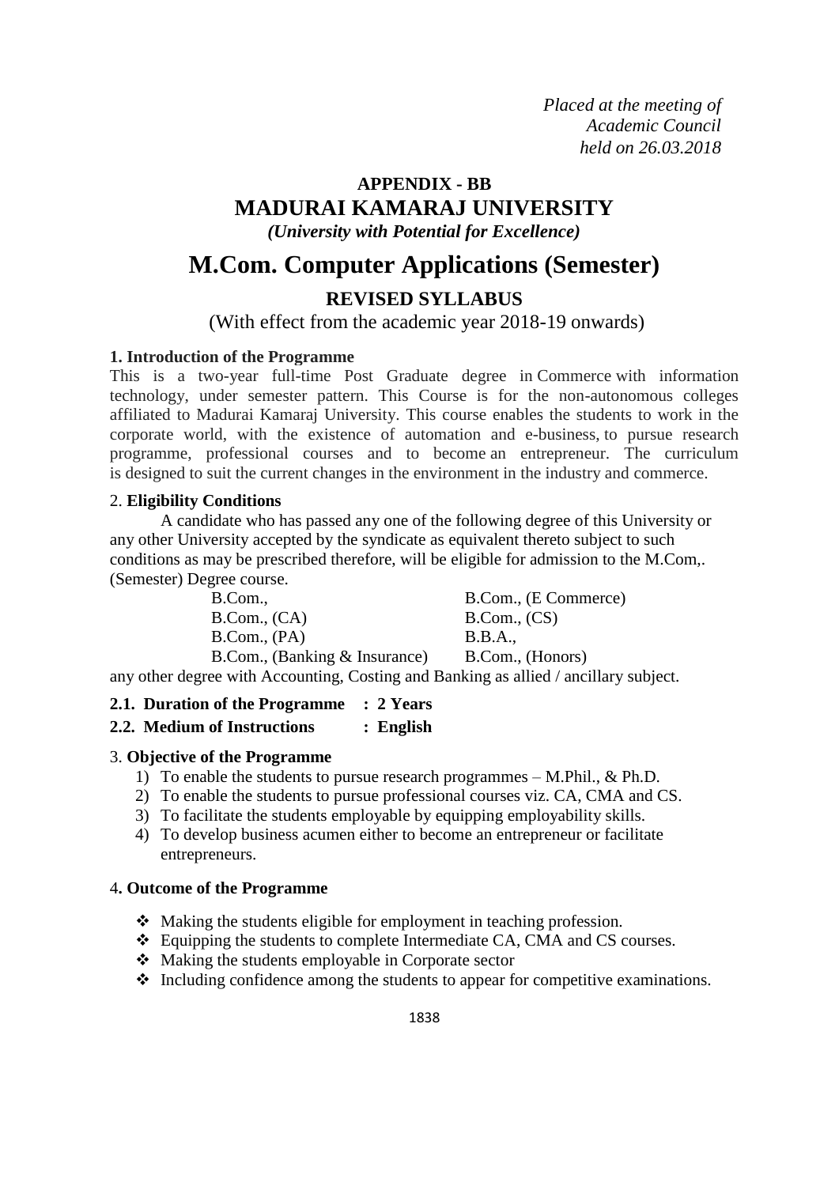*Placed at the meeting of*
*Academic Council*
*held on 26.03.2018*

**APPENDIX - BB**

# MADURAI KAMARAJ UNIVERSITY

***(University with Potential for Excellence)***

# M.Com. Computer Applications (Semester)

## REVISED SYLLABUS

(With effect from the academic year 2018-19 onwards)

### 1. Introduction of the Programme

This is a two-year full-time Post Graduate degree in Commerce with information technology, under semester pattern. This Course is for the non-autonomous colleges affiliated to Madurai Kamaraj University. This course enables the students to work in the corporate world, with the existence of automation and e-business, to pursue research programme, professional courses and to become an entrepreneur. The curriculum is designed to suit the current changes in the environment in the industry and commerce.

### 2. Eligibility Conditions

A candidate who has passed any one of the following degree of this University or any other University accepted by the syndicate as equivalent thereto subject to such conditions as may be prescribed therefore, will be eligible for admission to the M.Com,. (Semester) Degree course.

| | |
|---|---|
| B.Com., | B.Com., (E Commerce) |
| B.Com., (CA) | B.Com., (CS) |
| B.Com., (PA) | B.B.A., |
| B.Com., (Banking & Insurance) | B.Com., (Honors) |

any other degree with Accounting, Costing and Banking as allied / ancillary subject.

**2.1. Duration of the Programme : 2 Years**

**2.2. Medium of Instructions : English**

### 3. Objective of the Programme

1) To enable the students to pursue research programmes – M.Phil., & Ph.D.
2) To enable the students to pursue professional courses viz. CA, CMA and CS.
3) To facilitate the students employable by equipping employability skills.
4) To develop business acumen either to become an entrepreneur or facilitate entrepreneurs.

### 4. Outcome of the Programme

- Making the students eligible for employment in teaching profession.
- Equipping the students to complete Intermediate CA, CMA and CS courses.
- Making the students employable in Corporate sector
- Including confidence among the students to appear for competitive examinations.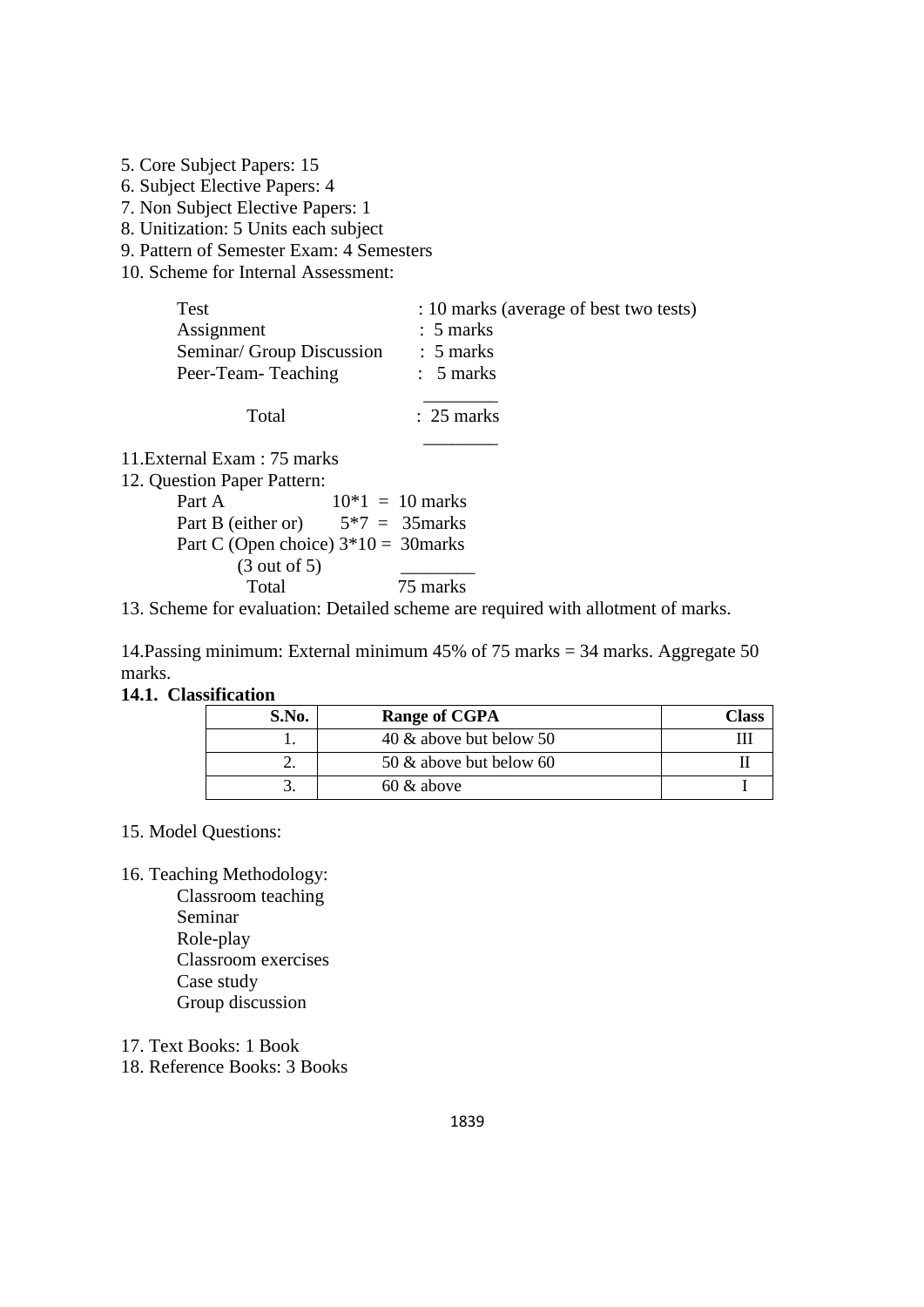5. Core Subject Papers: 15
6. Subject Elective Papers: 4
7. Non Subject Elective Papers: 1
8. Unitization: 5 Units each subject
9. Pattern of Semester Exam: 4 Semesters
10. Scheme for Internal Assessment:

| | |
|---|---|
| Test | : 10 marks (average of best two tests) |
| Assignment | : 5 marks |
| Seminar/ Group Discussion | : 5 marks |
| Peer-Team- Teaching | : 5 marks |
| Total | : 25 marks |

11.External Exam : 75 marks

12. Question Paper Pattern:

| | |
|---|---|
| Part A | 10*1 = 10 marks |
| Part B (either or) | 5*7 = 35marks |
| Part C (Open choice) (3 out of 5) | 3*10 = 30marks |
| Total | 75 marks |

13. Scheme for evaluation: Detailed scheme are required with allotment of marks.

14.Passing minimum: External minimum 45% of 75 marks = 34 marks. Aggregate 50 marks.

**14.1. Classification**

| S.No. | Range of CGPA | Class |
|---|---|---|
| 1. | 40 & above but below 50 | III |
| 2. | 50 & above but below 60 | II |
| 3. | 60 & above | I |

15. Model Questions:

16. Teaching Methodology:
    - Classroom teaching
    - Seminar
    - Role-play
    - Classroom exercises
    - Case study
    - Group discussion

17. Text Books: 1 Book
18. Reference Books: 3 Books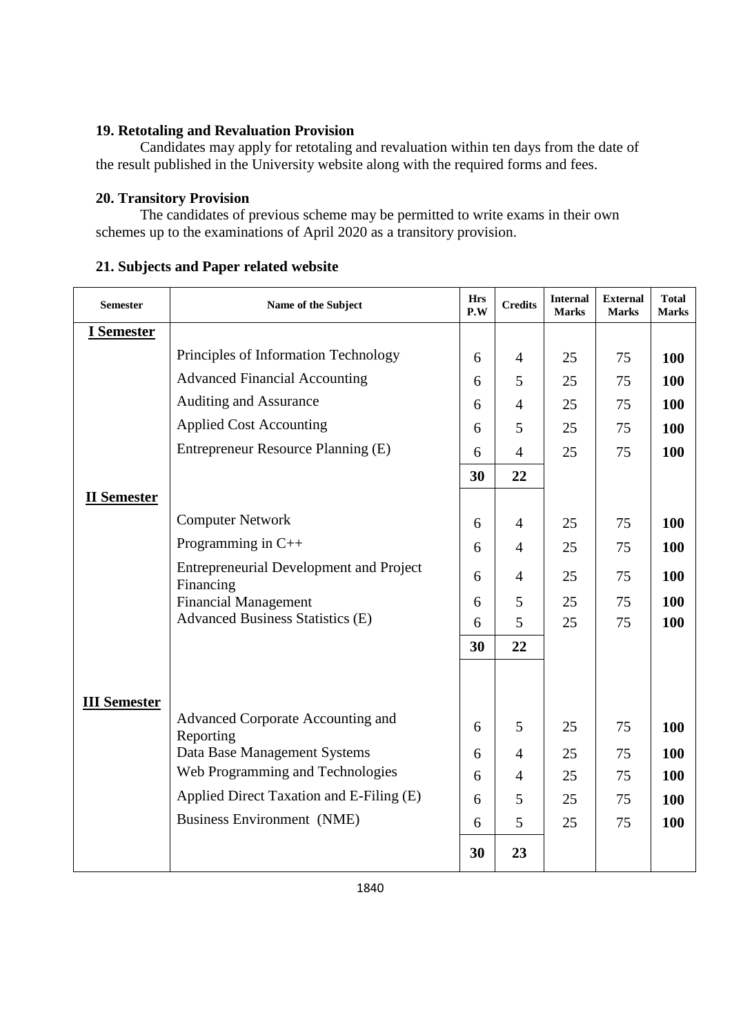### 19. Retotaling and Revaluation Provision

Candidates may apply for retotaling and revaluation within ten days from the date of the result published in the University website along with the required forms and fees.

### 20. Transitory Provision

The candidates of previous scheme may be permitted to write exams in their own schemes up to the examinations of April 2020 as a transitory provision.

### 21. Subjects and Paper related website

| Semester | Name of the Subject | Hrs P.W | Credits | Internal Marks | External Marks | Total Marks |
|---|---|---|---|---|---|---|
| **I Semester** | | | | | | |
| | Principles of Information Technology | 6 | 4 | 25 | 75 | **100** |
| | Advanced Financial Accounting | 6 | 5 | 25 | 75 | **100** |
| | Auditing and Assurance | 6 | 4 | 25 | 75 | **100** |
| | Applied Cost Accounting | 6 | 5 | 25 | 75 | **100** |
| | Entrepreneur Resource Planning (E) | 6 | 4 | 25 | 75 | **100** |
| | | **30** | **22** | | | |
| **II Semester** | | | | | | |
| | Computer Network | 6 | 4 | 25 | 75 | **100** |
| | Programming in C++ | 6 | 4 | 25 | 75 | **100** |
| | Entrepreneurial Development and Project Financing | 6 | 4 | 25 | 75 | **100** |
| | Financial Management | 6 | 5 | 25 | 75 | **100** |
| | Advanced Business Statistics (E) | 6 | 5 | 25 | 75 | **100** |
| | | **30** | **22** | | | |
| **III Semester** | | | | | | |
| | Advanced Corporate Accounting and Reporting | 6 | 5 | 25 | 75 | **100** |
| | Data Base Management Systems | 6 | 4 | 25 | 75 | **100** |
| | Web Programming and Technologies | 6 | 4 | 25 | 75 | **100** |
| | Applied Direct Taxation and E-Filing (E) | 6 | 5 | 25 | 75 | **100** |
| | Business Environment (NME) | 6 | 5 | 25 | 75 | **100** |
| | | **30** | **23** | | | |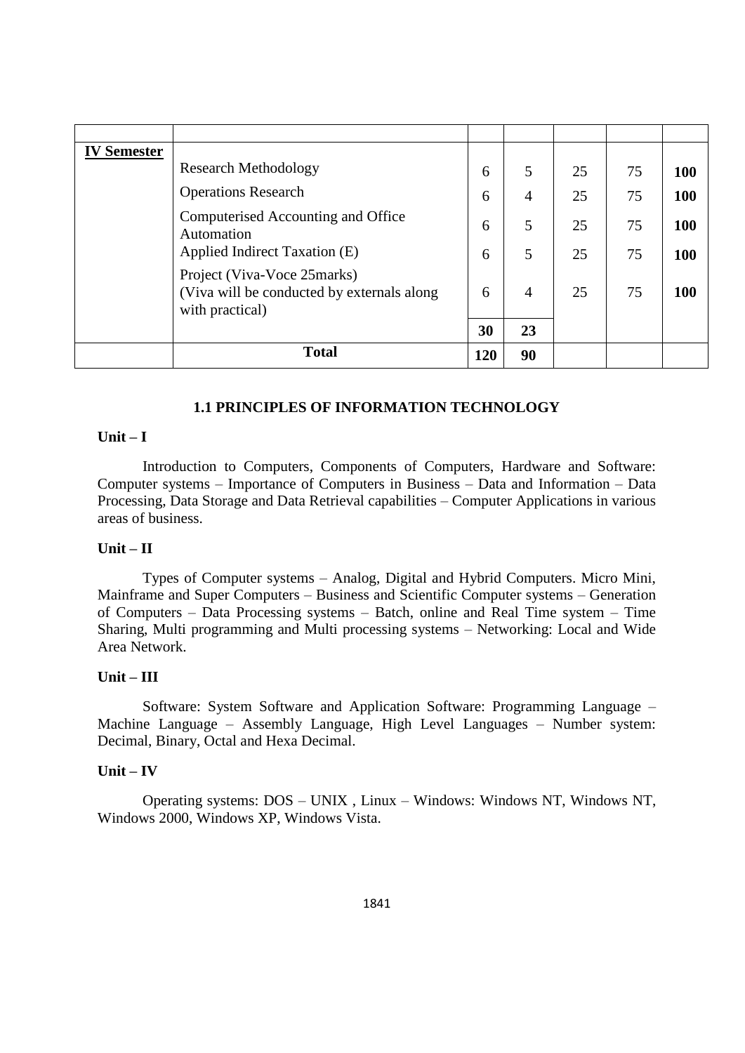| | | | | | | |
|---|---|---|---|---|---|---|
| **IV Semester** | Research Methodology | 6 | 5 | 25 | 75 | **100** |
| | Operations Research | 6 | 4 | 25 | 75 | **100** |
| | Computerised Accounting and Office Automation | 6 | 5 | 25 | 75 | **100** |
| | Applied Indirect Taxation (E) | 6 | 5 | 25 | 75 | **100** |
| | Project (Viva-Voce 25marks) (Viva will be conducted by externals along with practical) | 6 | 4 | 25 | 75 | **100** |
| | | **30** | **23** | | | |
| | **Total** | **120** | **90** | | | |

## 1.1 PRINCIPLES OF INFORMATION TECHNOLOGY

**Unit – I**

Introduction to Computers, Components of Computers, Hardware and Software: Computer systems – Importance of Computers in Business – Data and Information – Data Processing, Data Storage and Data Retrieval capabilities – Computer Applications in various areas of business.

**Unit – II**

Types of Computer systems – Analog, Digital and Hybrid Computers. Micro Mini, Mainframe and Super Computers – Business and Scientific Computer systems – Generation of Computers – Data Processing systems – Batch, online and Real Time system – Time Sharing, Multi programming and Multi processing systems – Networking: Local and Wide Area Network.

**Unit – III**

Software: System Software and Application Software: Programming Language – Machine Language – Assembly Language, High Level Languages – Number system: Decimal, Binary, Octal and Hexa Decimal.

**Unit – IV**

Operating systems: DOS – UNIX , Linux – Windows: Windows NT, Windows NT, Windows 2000, Windows XP, Windows Vista.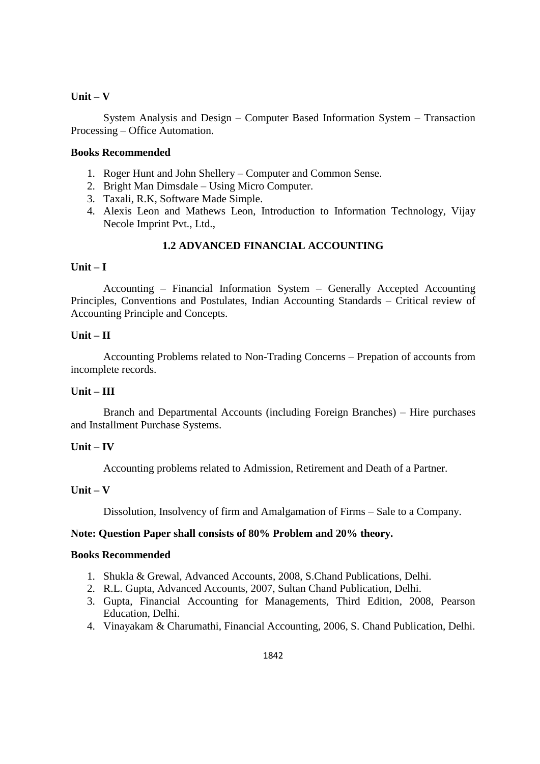**Unit – V**

System Analysis and Design – Computer Based Information System – Transaction Processing – Office Automation.

**Books Recommended**

1. Roger Hunt and John Shellery – Computer and Common Sense.
2. Bright Man Dimsdale – Using Micro Computer.
3. Taxali, R.K, Software Made Simple.
4. Alexis Leon and Mathews Leon, Introduction to Information Technology, Vijay Necole Imprint Pvt., Ltd.,

## 1.2 ADVANCED FINANCIAL ACCOUNTING

**Unit – I**

Accounting – Financial Information System – Generally Accepted Accounting Principles, Conventions and Postulates, Indian Accounting Standards – Critical review of Accounting Principle and Concepts.

**Unit – II**

Accounting Problems related to Non-Trading Concerns – Prepation of accounts from incomplete records.

**Unit – III**

Branch and Departmental Accounts (including Foreign Branches) – Hire purchases and Installment Purchase Systems.

**Unit – IV**

Accounting problems related to Admission, Retirement and Death of a Partner.

**Unit – V**

Dissolution, Insolvency of firm and Amalgamation of Firms – Sale to a Company.

**Note: Question Paper shall consists of 80% Problem and 20% theory.**

**Books Recommended**

1. Shukla & Grewal, Advanced Accounts, 2008, S.Chand Publications, Delhi.
2. R.L. Gupta, Advanced Accounts, 2007, Sultan Chand Publication, Delhi.
3. Gupta, Financial Accounting for Managements, Third Edition, 2008, Pearson Education, Delhi.
4. Vinayakam & Charumathi, Financial Accounting, 2006, S. Chand Publication, Delhi.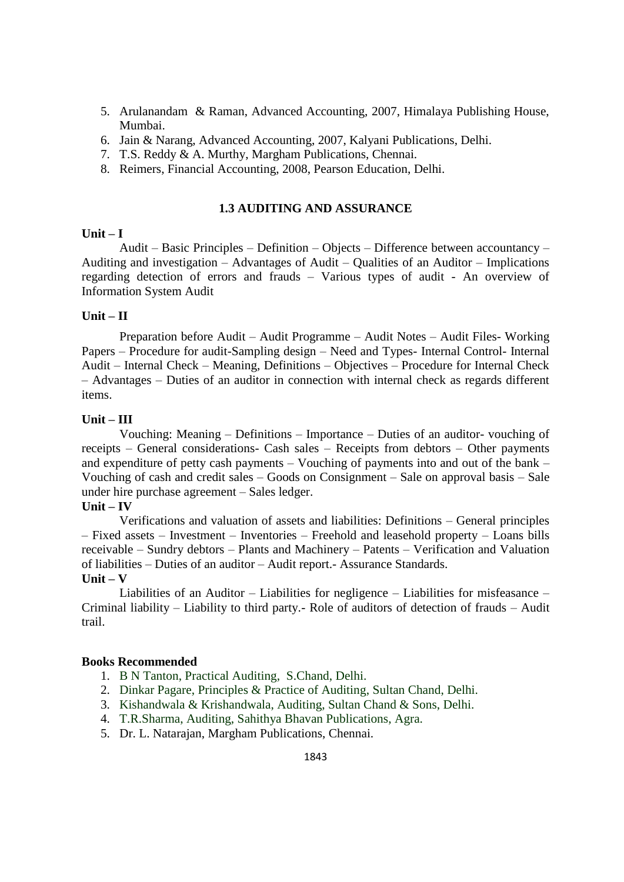5. Arulanandam & Raman, Advanced Accounting, 2007, Himalaya Publishing House, Mumbai.
6. Jain & Narang, Advanced Accounting, 2007, Kalyani Publications, Delhi.
7. T.S. Reddy & A. Murthy, Margham Publications, Chennai.
8. Reimers, Financial Accounting, 2008, Pearson Education, Delhi.

## 1.3 AUDITING AND ASSURANCE

**Unit – I**

Audit – Basic Principles – Definition – Objects – Difference between accountancy – Auditing and investigation – Advantages of Audit – Qualities of an Auditor – Implications regarding detection of errors and frauds – Various types of audit - An overview of Information System Audit

**Unit – II**

Preparation before Audit – Audit Programme – Audit Notes – Audit Files- Working Papers – Procedure for audit-Sampling design – Need and Types- Internal Control- Internal Audit – Internal Check – Meaning, Definitions – Objectives – Procedure for Internal Check – Advantages – Duties of an auditor in connection with internal check as regards different items.

**Unit – III**

Vouching: Meaning – Definitions – Importance – Duties of an auditor- vouching of receipts – General considerations- Cash sales – Receipts from debtors – Other payments and expenditure of petty cash payments – Vouching of payments into and out of the bank – Vouching of cash and credit sales – Goods on Consignment – Sale on approval basis – Sale under hire purchase agreement – Sales ledger.

**Unit – IV**

Verifications and valuation of assets and liabilities: Definitions – General principles – Fixed assets – Investment – Inventories – Freehold and leasehold property – Loans bills receivable – Sundry debtors – Plants and Machinery – Patents – Verification and Valuation of liabilities – Duties of an auditor – Audit report.- Assurance Standards.

**Unit – V**

Liabilities of an Auditor – Liabilities for negligence – Liabilities for misfeasance – Criminal liability – Liability to third party.- Role of auditors of detection of frauds – Audit trail.

**Books Recommended**

1. B N Tanton, Practical Auditing, S.Chand, Delhi.
2. Dinkar Pagare, Principles & Practice of Auditing, Sultan Chand, Delhi.
3. Kishandwala & Krishandwala, Auditing, Sultan Chand & Sons, Delhi.
4. T.R.Sharma, Auditing, Sahithya Bhavan Publications, Agra.
5. Dr. L. Natarajan, Margham Publications, Chennai.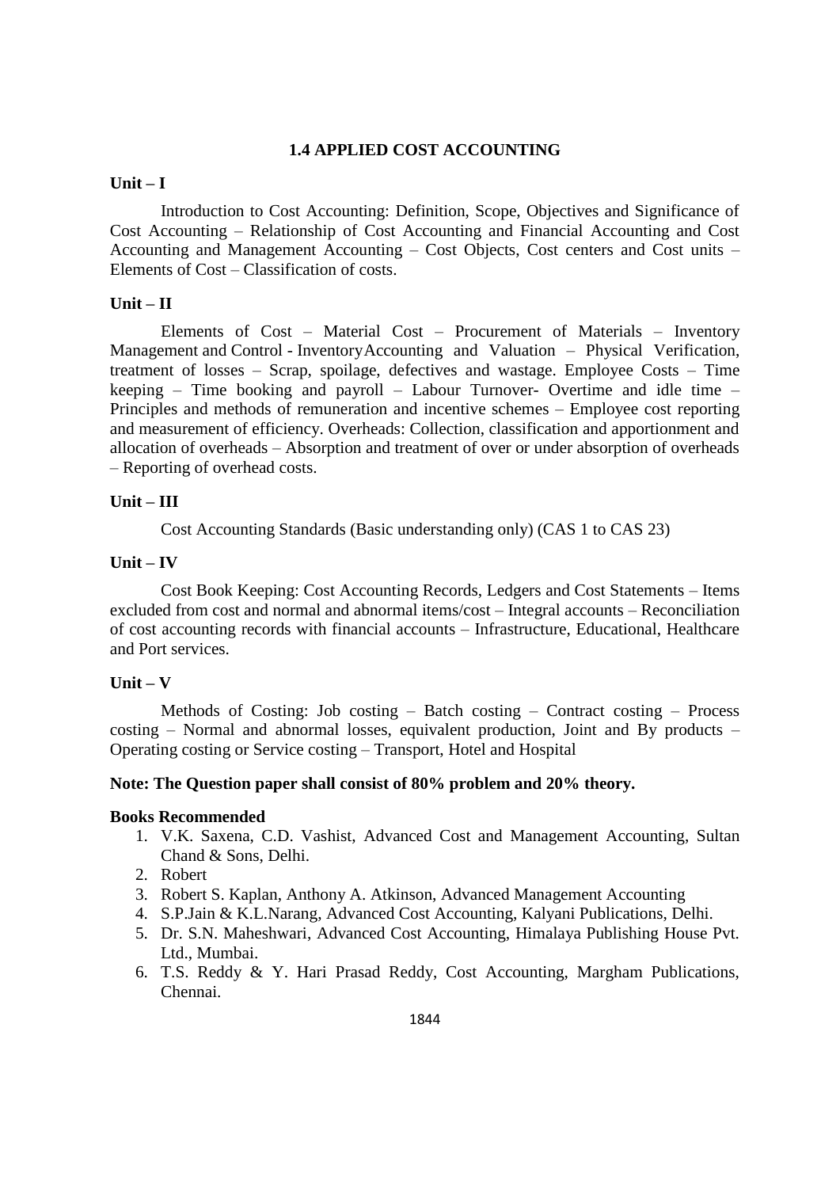## 1.4 APPLIED COST ACCOUNTING

**Unit – I**

Introduction to Cost Accounting: Definition, Scope, Objectives and Significance of Cost Accounting – Relationship of Cost Accounting and Financial Accounting and Cost Accounting and Management Accounting – Cost Objects, Cost centers and Cost units – Elements of Cost – Classification of costs.

**Unit – II**

Elements of Cost – Material Cost – Procurement of Materials – Inventory Management and Control - Inventory Accounting and Valuation – Physical Verification, treatment of losses – Scrap, spoilage, defectives and wastage. Employee Costs – Time keeping – Time booking and payroll – Labour Turnover- Overtime and idle time – Principles and methods of remuneration and incentive schemes – Employee cost reporting and measurement of efficiency. Overheads: Collection, classification and apportionment and allocation of overheads – Absorption and treatment of over or under absorption of overheads – Reporting of overhead costs.

**Unit – III**

Cost Accounting Standards (Basic understanding only) (CAS 1 to CAS 23)

**Unit – IV**

Cost Book Keeping: Cost Accounting Records, Ledgers and Cost Statements – Items excluded from cost and normal and abnormal items/cost – Integral accounts – Reconciliation of cost accounting records with financial accounts – Infrastructure, Educational, Healthcare and Port services.

**Unit – V**

Methods of Costing: Job costing – Batch costing – Contract costing – Process costing – Normal and abnormal losses, equivalent production, Joint and By products – Operating costing or Service costing – Transport, Hotel and Hospital

**Note: The Question paper shall consist of 80% problem and 20% theory.**

**Books Recommended**

1. V.K. Saxena, C.D. Vashist, Advanced Cost and Management Accounting, Sultan Chand & Sons, Delhi.
2. Robert
3. Robert S. Kaplan, Anthony A. Atkinson, Advanced Management Accounting
4. S.P.Jain & K.L.Narang, Advanced Cost Accounting, Kalyani Publications, Delhi.
5. Dr. S.N. Maheshwari, Advanced Cost Accounting, Himalaya Publishing House Pvt. Ltd., Mumbai.
6. T.S. Reddy & Y. Hari Prasad Reddy, Cost Accounting, Margham Publications, Chennai.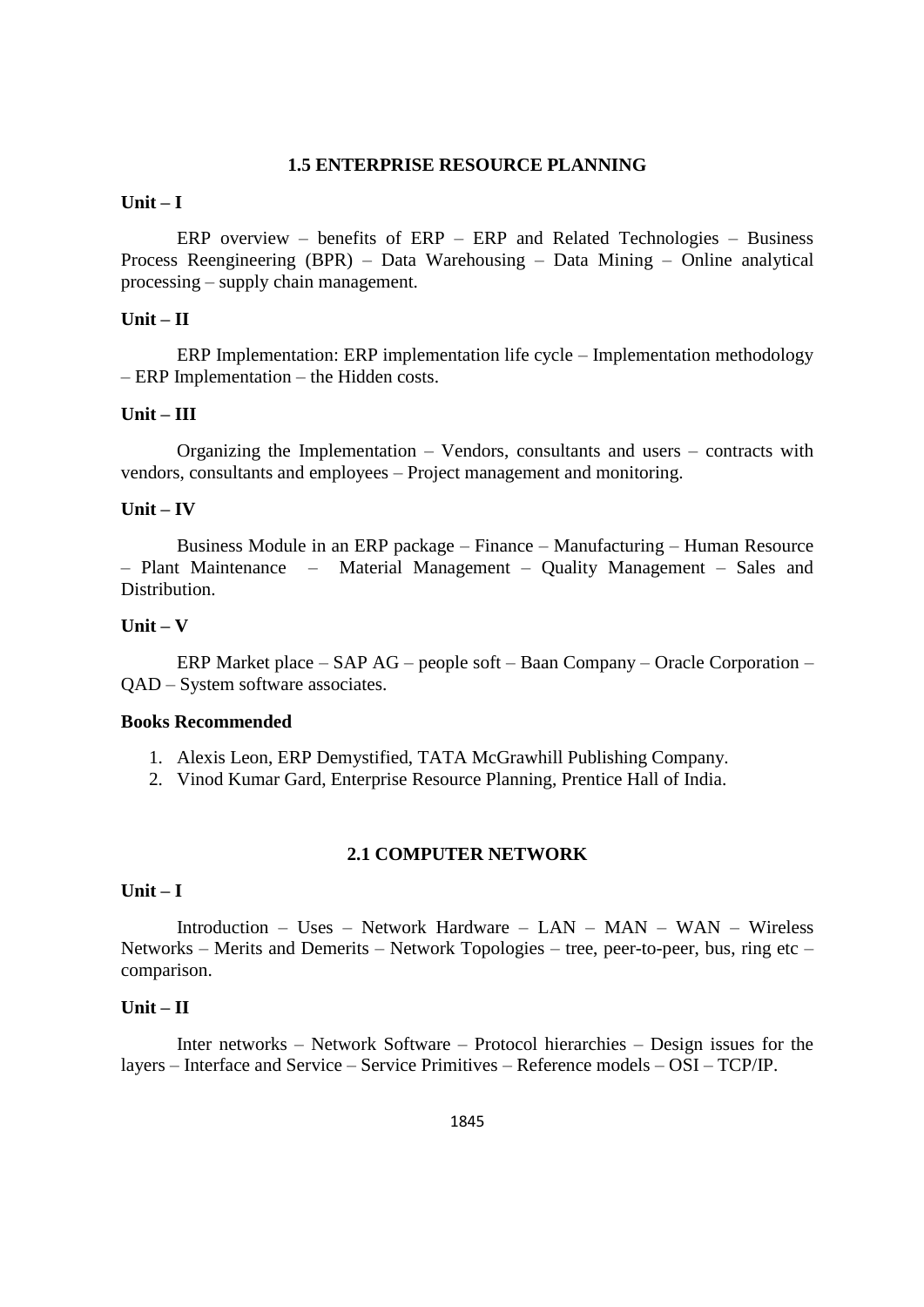## 1.5 ENTERPRISE RESOURCE PLANNING

**Unit – I**

ERP overview – benefits of ERP – ERP and Related Technologies – Business Process Reengineering (BPR) – Data Warehousing – Data Mining – Online analytical processing – supply chain management.

**Unit – II**

ERP Implementation: ERP implementation life cycle – Implementation methodology – ERP Implementation – the Hidden costs.

**Unit – III**

Organizing the Implementation – Vendors, consultants and users – contracts with vendors, consultants and employees – Project management and monitoring.

**Unit – IV**

Business Module in an ERP package – Finance – Manufacturing – Human Resource – Plant Maintenance – Material Management – Quality Management – Sales and Distribution.

**Unit – V**

ERP Market place – SAP AG – people soft – Baan Company – Oracle Corporation – QAD – System software associates.

**Books Recommended**

1. Alexis Leon, ERP Demystified, TATA McGrawhill Publishing Company.
2. Vinod Kumar Gard, Enterprise Resource Planning, Prentice Hall of India.

## 2.1 COMPUTER NETWORK

**Unit – I**

Introduction – Uses – Network Hardware – LAN – MAN – WAN – Wireless Networks – Merits and Demerits – Network Topologies – tree, peer-to-peer, bus, ring etc – comparison.

**Unit – II**

Inter networks – Network Software – Protocol hierarchies – Design issues for the layers – Interface and Service – Service Primitives – Reference models – OSI – TCP/IP.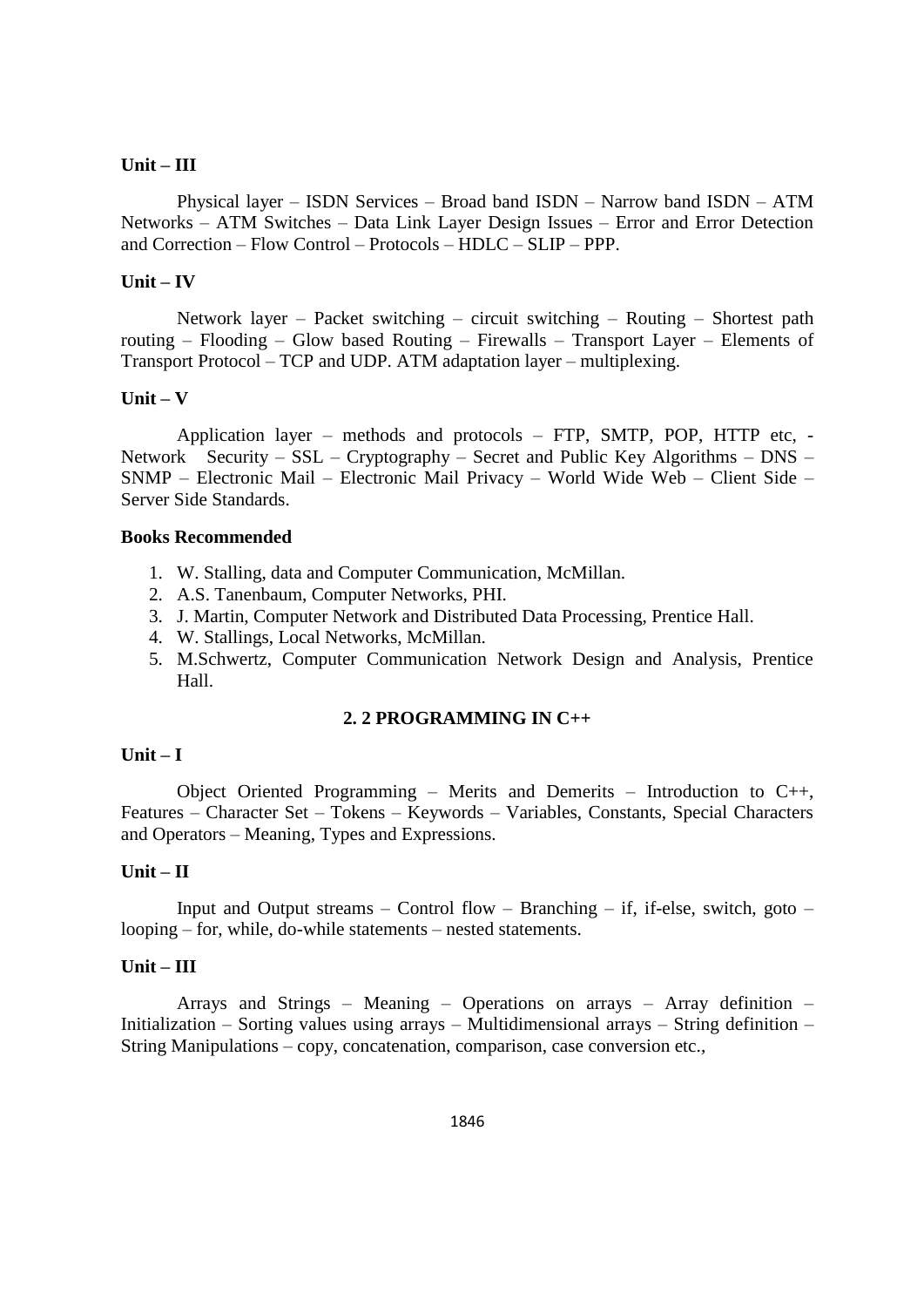**Unit – III**

Physical layer – ISDN Services – Broad band ISDN – Narrow band ISDN – ATM Networks – ATM Switches – Data Link Layer Design Issues – Error and Error Detection and Correction – Flow Control – Protocols – HDLC – SLIP – PPP.

**Unit – IV**

Network layer – Packet switching – circuit switching – Routing – Shortest path routing – Flooding – Glow based Routing – Firewalls – Transport Layer – Elements of Transport Protocol – TCP and UDP. ATM adaptation layer – multiplexing.

**Unit – V**

Application layer – methods and protocols – FTP, SMTP, POP, HTTP etc, - Network Security – SSL – Cryptography – Secret and Public Key Algorithms – DNS – SNMP – Electronic Mail – Electronic Mail Privacy – World Wide Web – Client Side – Server Side Standards.

**Books Recommended**

1. W. Stalling, data and Computer Communication, McMillan.
2. A.S. Tanenbaum, Computer Networks, PHI.
3. J. Martin, Computer Network and Distributed Data Processing, Prentice Hall.
4. W. Stallings, Local Networks, McMillan.
5. M.Schwertz, Computer Communication Network Design and Analysis, Prentice Hall.

## 2. 2 PROGRAMMING IN C++

**Unit – I**

Object Oriented Programming – Merits and Demerits – Introduction to C++, Features – Character Set – Tokens – Keywords – Variables, Constants, Special Characters and Operators – Meaning, Types and Expressions.

**Unit – II**

Input and Output streams – Control flow – Branching – if, if-else, switch, goto – looping – for, while, do-while statements – nested statements.

**Unit – III**

Arrays and Strings – Meaning – Operations on arrays – Array definition – Initialization – Sorting values using arrays – Multidimensional arrays – String definition – String Manipulations – copy, concatenation, comparison, case conversion etc.,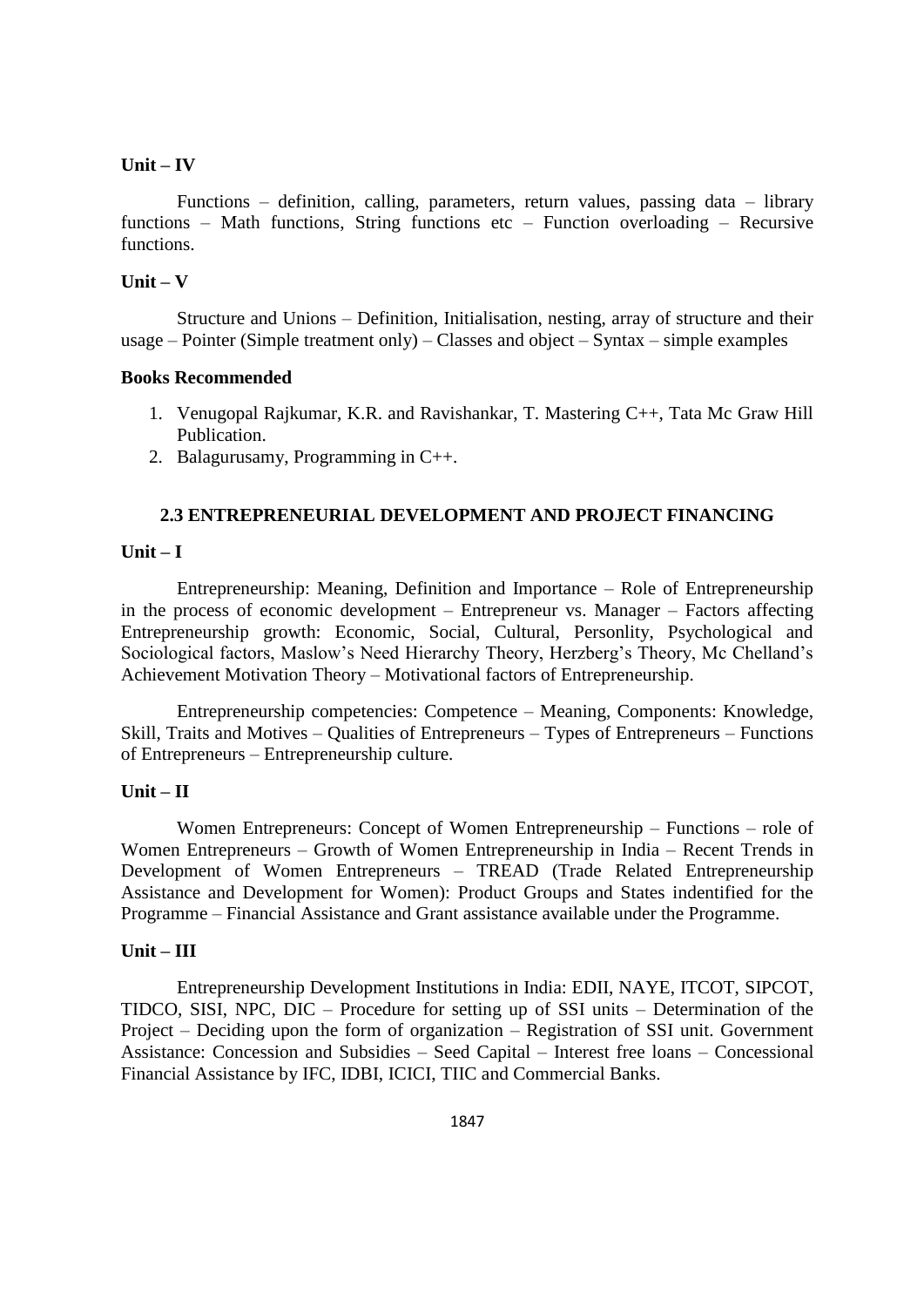**Unit – IV**

Functions – definition, calling, parameters, return values, passing data – library functions – Math functions, String functions etc – Function overloading – Recursive functions.

**Unit – V**

Structure and Unions – Definition, Initialisation, nesting, array of structure and their usage – Pointer (Simple treatment only) – Classes and object – Syntax – simple examples

**Books Recommended**

1. Venugopal Rajkumar, K.R. and Ravishankar, T. Mastering C++, Tata Mc Graw Hill Publication.
2. Balagurusamy, Programming in C++.

## 2.3 ENTREPRENEURIAL DEVELOPMENT AND PROJECT FINANCING

**Unit – I**

Entrepreneurship: Meaning, Definition and Importance – Role of Entrepreneurship in the process of economic development – Entrepreneur vs. Manager – Factors affecting Entrepreneurship growth: Economic, Social, Cultural, Personlity, Psychological and Sociological factors, Maslow's Need Hierarchy Theory, Herzberg's Theory, Mc Chelland's Achievement Motivation Theory – Motivational factors of Entrepreneurship.

Entrepreneurship competencies: Competence – Meaning, Components: Knowledge, Skill, Traits and Motives – Qualities of Entrepreneurs – Types of Entrepreneurs – Functions of Entrepreneurs – Entrepreneurship culture.

**Unit – II**

Women Entrepreneurs: Concept of Women Entrepreneurship – Functions – role of Women Entrepreneurs – Growth of Women Entrepreneurship in India – Recent Trends in Development of Women Entrepreneurs – TREAD (Trade Related Entrepreneurship Assistance and Development for Women): Product Groups and States indentified for the Programme – Financial Assistance and Grant assistance available under the Programme.

**Unit – III**

Entrepreneurship Development Institutions in India: EDII, NAYE, ITCOT, SIPCOT, TIDCO, SISI, NPC, DIC – Procedure for setting up of SSI units – Determination of the Project – Deciding upon the form of organization – Registration of SSI unit. Government Assistance: Concession and Subsidies – Seed Capital – Interest free loans – Concessional Financial Assistance by IFC, IDBI, ICICI, TIIC and Commercial Banks.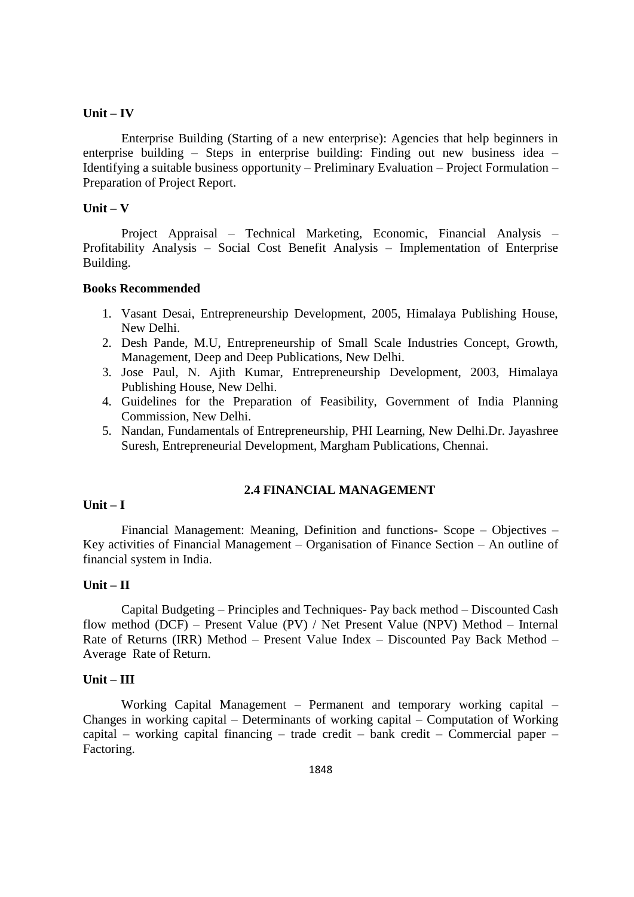**Unit – IV**

Enterprise Building (Starting of a new enterprise): Agencies that help beginners in enterprise building – Steps in enterprise building: Finding out new business idea – Identifying a suitable business opportunity – Preliminary Evaluation – Project Formulation – Preparation of Project Report.

**Unit – V**

Project Appraisal – Technical Marketing, Economic, Financial Analysis – Profitability Analysis – Social Cost Benefit Analysis – Implementation of Enterprise Building.

**Books Recommended**

1. Vasant Desai, Entrepreneurship Development, 2005, Himalaya Publishing House, New Delhi.
2. Desh Pande, M.U, Entrepreneurship of Small Scale Industries Concept, Growth, Management, Deep and Deep Publications, New Delhi.
3. Jose Paul, N. Ajith Kumar, Entrepreneurship Development, 2003, Himalaya Publishing House, New Delhi.
4. Guidelines for the Preparation of Feasibility, Government of India Planning Commission, New Delhi.
5. Nandan, Fundamentals of Entrepreneurship, PHI Learning, New Delhi.Dr. Jayashree Suresh, Entrepreneurial Development, Margham Publications, Chennai.

## 2.4 FINANCIAL MANAGEMENT

**Unit – I**

Financial Management: Meaning, Definition and functions- Scope – Objectives – Key activities of Financial Management – Organisation of Finance Section – An outline of financial system in India.

**Unit – II**

Capital Budgeting – Principles and Techniques- Pay back method – Discounted Cash flow method (DCF) – Present Value (PV) / Net Present Value (NPV) Method – Internal Rate of Returns (IRR) Method – Present Value Index – Discounted Pay Back Method – Average Rate of Return.

**Unit – III**

Working Capital Management – Permanent and temporary working capital – Changes in working capital – Determinants of working capital – Computation of Working capital – working capital financing – trade credit – bank credit – Commercial paper – Factoring.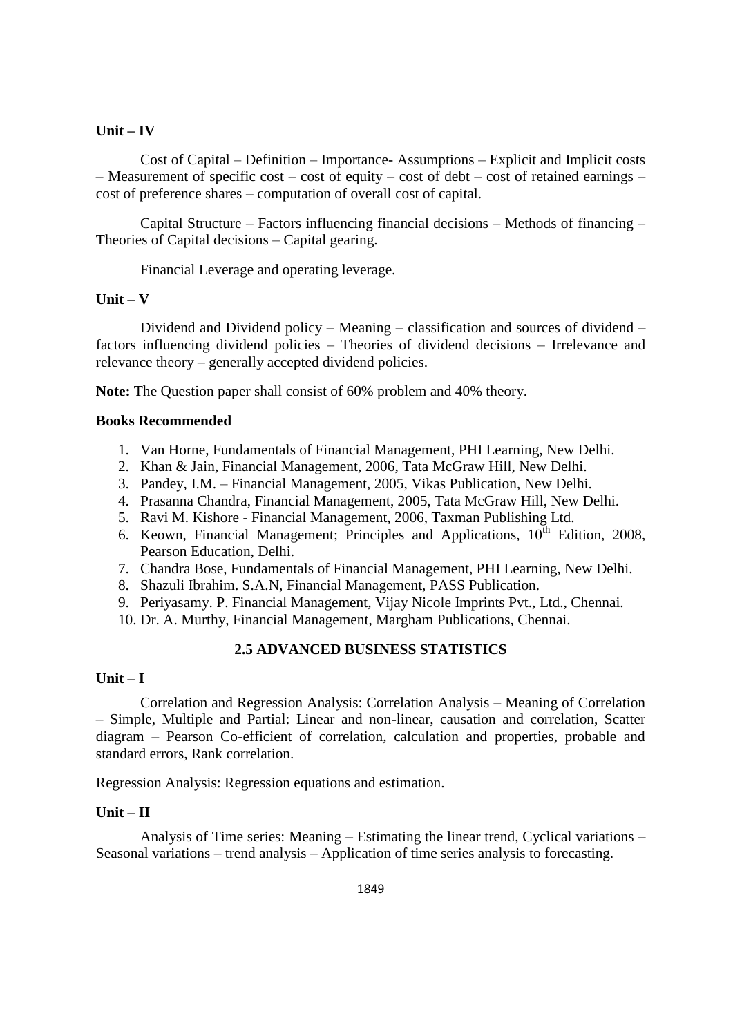**Unit – IV**

Cost of Capital – Definition – Importance- Assumptions – Explicit and Implicit costs – Measurement of specific cost – cost of equity – cost of debt – cost of retained earnings – cost of preference shares – computation of overall cost of capital.

Capital Structure – Factors influencing financial decisions – Methods of financing – Theories of Capital decisions – Capital gearing.

Financial Leverage and operating leverage.

**Unit – V**

Dividend and Dividend policy – Meaning – classification and sources of dividend – factors influencing dividend policies – Theories of dividend decisions – Irrelevance and relevance theory – generally accepted dividend policies.

**Note:** The Question paper shall consist of 60% problem and 40% theory.

**Books Recommended**

1. Van Horne, Fundamentals of Financial Management, PHI Learning, New Delhi.
2. Khan & Jain, Financial Management, 2006, Tata McGraw Hill, New Delhi.
3. Pandey, I.M. – Financial Management, 2005, Vikas Publication, New Delhi.
4. Prasanna Chandra, Financial Management, 2005, Tata McGraw Hill, New Delhi.
5. Ravi M. Kishore - Financial Management, 2006, Taxman Publishing Ltd.
6. Keown, Financial Management; Principles and Applications, 10th Edition, 2008, Pearson Education, Delhi.
7. Chandra Bose, Fundamentals of Financial Management, PHI Learning, New Delhi.
8. Shazuli Ibrahim. S.A.N, Financial Management, PASS Publication.
9. Periyasamy. P. Financial Management, Vijay Nicole Imprints Pvt., Ltd., Chennai.
10. Dr. A. Murthy, Financial Management, Margham Publications, Chennai.

## 2.5 ADVANCED BUSINESS STATISTICS

**Unit – I**

Correlation and Regression Analysis: Correlation Analysis – Meaning of Correlation – Simple, Multiple and Partial: Linear and non-linear, causation and correlation, Scatter diagram – Pearson Co-efficient of correlation, calculation and properties, probable and standard errors, Rank correlation.

Regression Analysis: Regression equations and estimation.

**Unit – II**

Analysis of Time series: Meaning – Estimating the linear trend, Cyclical variations – Seasonal variations – trend analysis – Application of time series analysis to forecasting.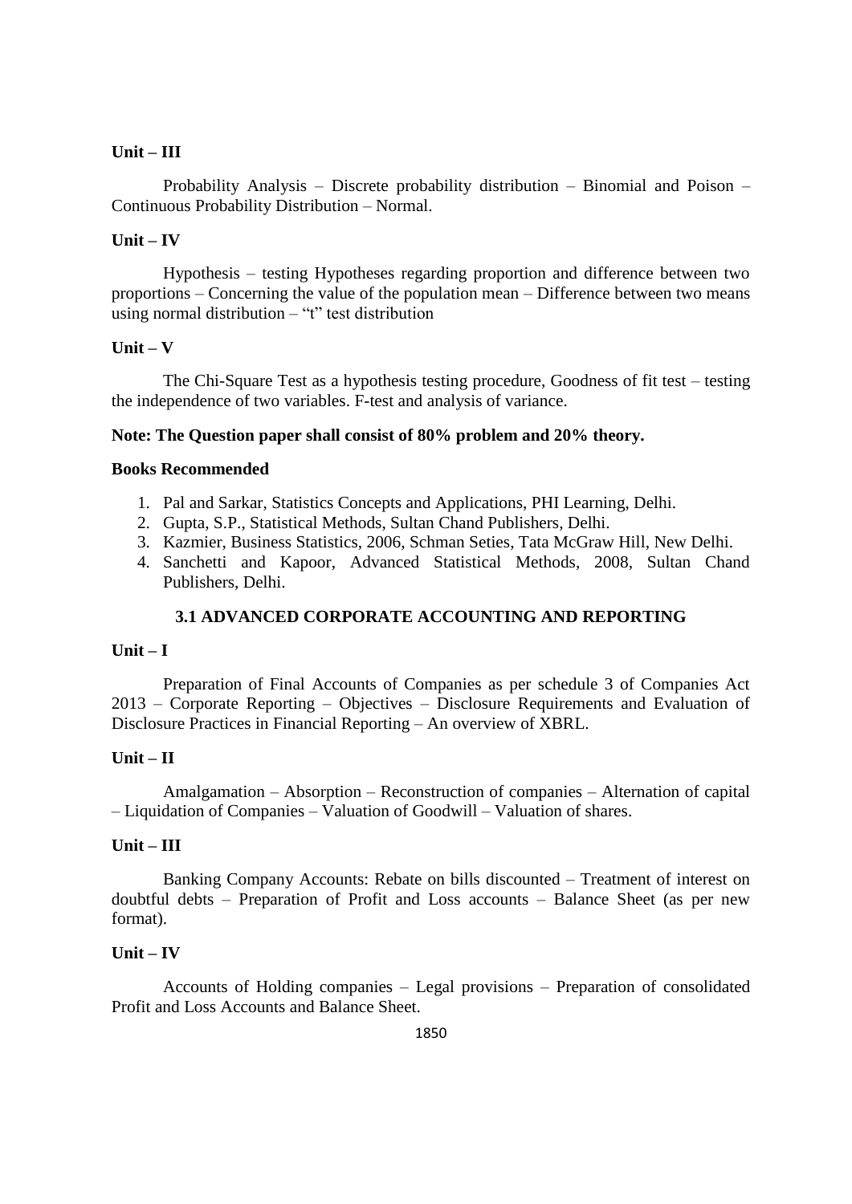**Unit – III**

Probability Analysis – Discrete probability distribution – Binomial and Poison – Continuous Probability Distribution – Normal.

**Unit – IV**

Hypothesis – testing Hypotheses regarding proportion and difference between two proportions – Concerning the value of the population mean – Difference between two means using normal distribution – "t" test distribution

**Unit – V**

The Chi-Square Test as a hypothesis testing procedure, Goodness of fit test – testing the independence of two variables. F-test and analysis of variance.

**Note: The Question paper shall consist of 80% problem and 20% theory.**

**Books Recommended**

1. Pal and Sarkar, Statistics Concepts and Applications, PHI Learning, Delhi.
2. Gupta, S.P., Statistical Methods, Sultan Chand Publishers, Delhi.
3. Kazmier, Business Statistics, 2006, Schman Seties, Tata McGraw Hill, New Delhi.
4. Sanchetti and Kapoor, Advanced Statistical Methods, 2008, Sultan Chand Publishers, Delhi.

## 3.1 ADVANCED CORPORATE ACCOUNTING AND REPORTING

**Unit – I**

Preparation of Final Accounts of Companies as per schedule 3 of Companies Act 2013 – Corporate Reporting – Objectives – Disclosure Requirements and Evaluation of Disclosure Practices in Financial Reporting – An overview of XBRL.

**Unit – II**

Amalgamation – Absorption – Reconstruction of companies – Alternation of capital – Liquidation of Companies – Valuation of Goodwill – Valuation of shares.

**Unit – III**

Banking Company Accounts: Rebate on bills discounted – Treatment of interest on doubtful debts – Preparation of Profit and Loss accounts – Balance Sheet (as per new format).

**Unit – IV**

Accounts of Holding companies – Legal provisions – Preparation of consolidated Profit and Loss Accounts and Balance Sheet.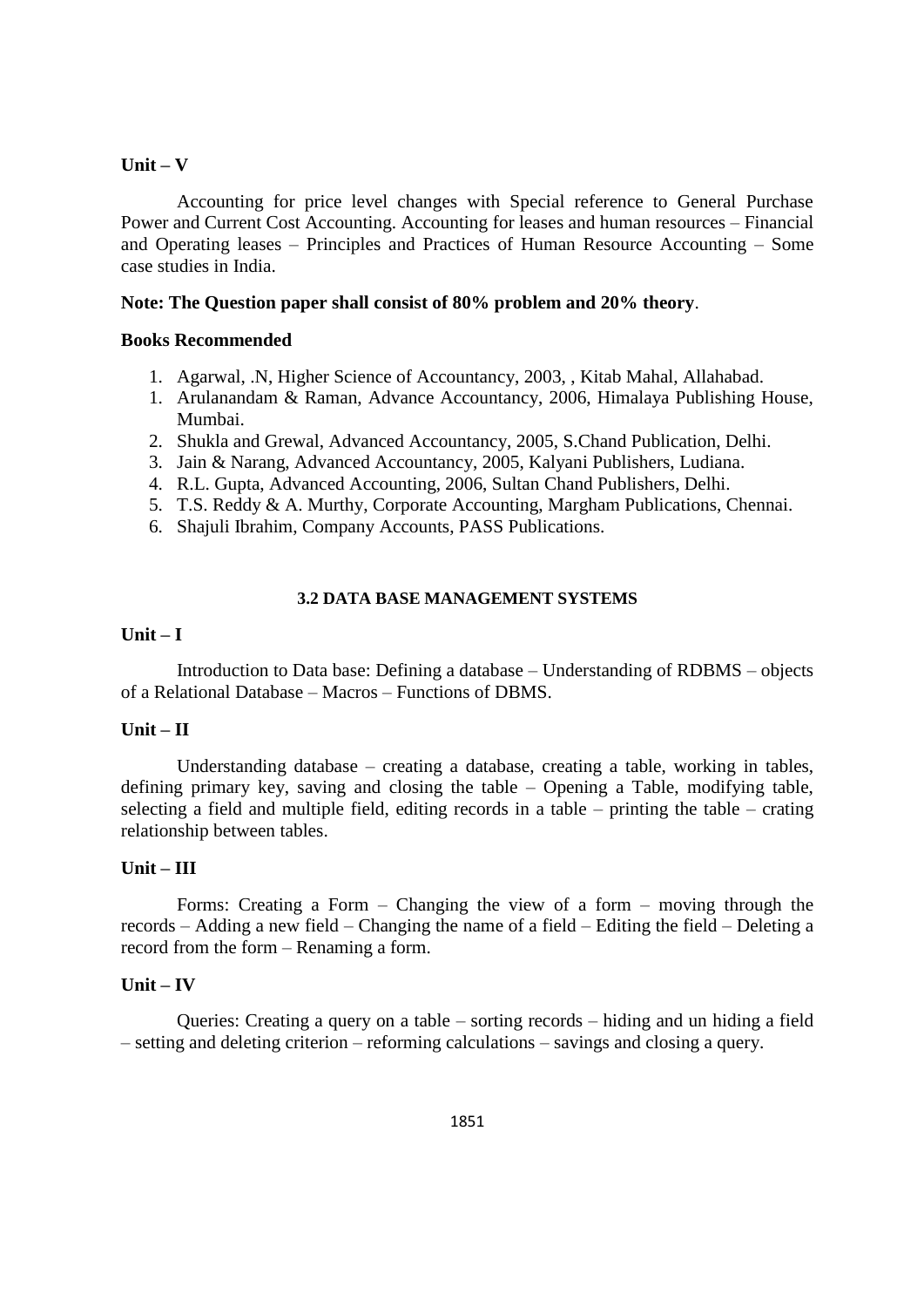**Unit – V**

Accounting for price level changes with Special reference to General Purchase Power and Current Cost Accounting. Accounting for leases and human resources – Financial and Operating leases – Principles and Practices of Human Resource Accounting – Some case studies in India.

**Note: The Question paper shall consist of 80% problem and 20% theory**.

**Books Recommended**

1. Agarwal, .N, Higher Science of Accountancy, 2003, , Kitab Mahal, Allahabad.
1. Arulanandam & Raman, Advance Accountancy, 2006, Himalaya Publishing House, Mumbai.
2. Shukla and Grewal, Advanced Accountancy, 2005, S.Chand Publication, Delhi.
3. Jain & Narang, Advanced Accountancy, 2005, Kalyani Publishers, Ludiana.
4. R.L. Gupta, Advanced Accounting, 2006, Sultan Chand Publishers, Delhi.
5. T.S. Reddy & A. Murthy, Corporate Accounting, Margham Publications, Chennai.
6. Shajuli Ibrahim, Company Accounts, PASS Publications.

## 3.2 DATA BASE MANAGEMENT SYSTEMS

**Unit – I**

Introduction to Data base: Defining a database – Understanding of RDBMS – objects of a Relational Database – Macros – Functions of DBMS.

**Unit – II**

Understanding database – creating a database, creating a table, working in tables, defining primary key, saving and closing the table – Opening a Table, modifying table, selecting a field and multiple field, editing records in a table – printing the table – crating relationship between tables.

**Unit – III**

Forms: Creating a Form – Changing the view of a form – moving through the records – Adding a new field – Changing the name of a field – Editing the field – Deleting a record from the form – Renaming a form.

**Unit – IV**

Queries: Creating a query on a table – sorting records – hiding and un hiding a field – setting and deleting criterion – reforming calculations – savings and closing a query.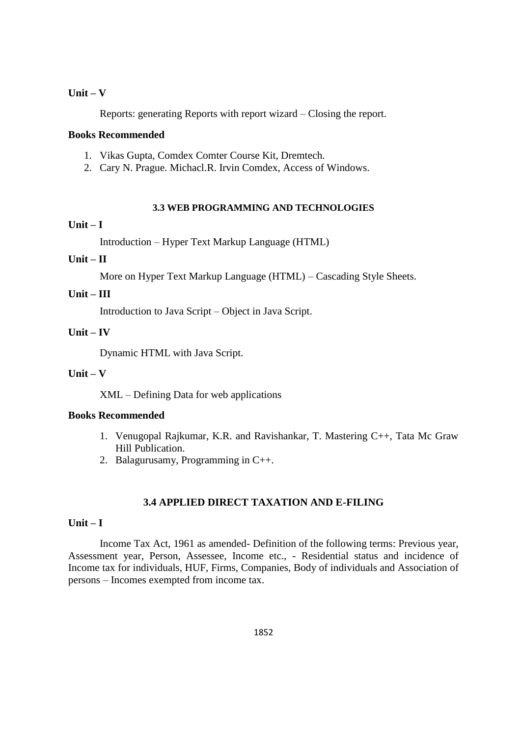**Unit – V**

Reports: generating Reports with report wizard – Closing the report.

**Books Recommended**

1. Vikas Gupta, Comdex Comter Course Kit, Dremtech.
2. Cary N. Prague. Michacl.R. Irvin Comdex, Access of Windows.

### 3.3 WEB PROGRAMMING AND TECHNOLOGIES

**Unit – I**

Introduction – Hyper Text Markup Language (HTML)

**Unit – II**

More on Hyper Text Markup Language (HTML) – Cascading Style Sheets.

**Unit – III**

Introduction to Java Script – Object in Java Script.

**Unit – IV**

Dynamic HTML with Java Script.

**Unit – V**

XML – Defining Data for web applications

**Books Recommended**

1. Venugopal Rajkumar, K.R. and Ravishankar, T. Mastering C++, Tata Mc Graw Hill Publication.
2. Balagurusamy, Programming in C++.

### 3.4 APPLIED DIRECT TAXATION AND E-FILING

**Unit – I**

Income Tax Act, 1961 as amended- Definition of the following terms: Previous year, Assessment year, Person, Assessee, Income etc., - Residential status and incidence of Income tax for individuals, HUF, Firms, Companies, Body of individuals and Association of persons – Incomes exempted from income tax.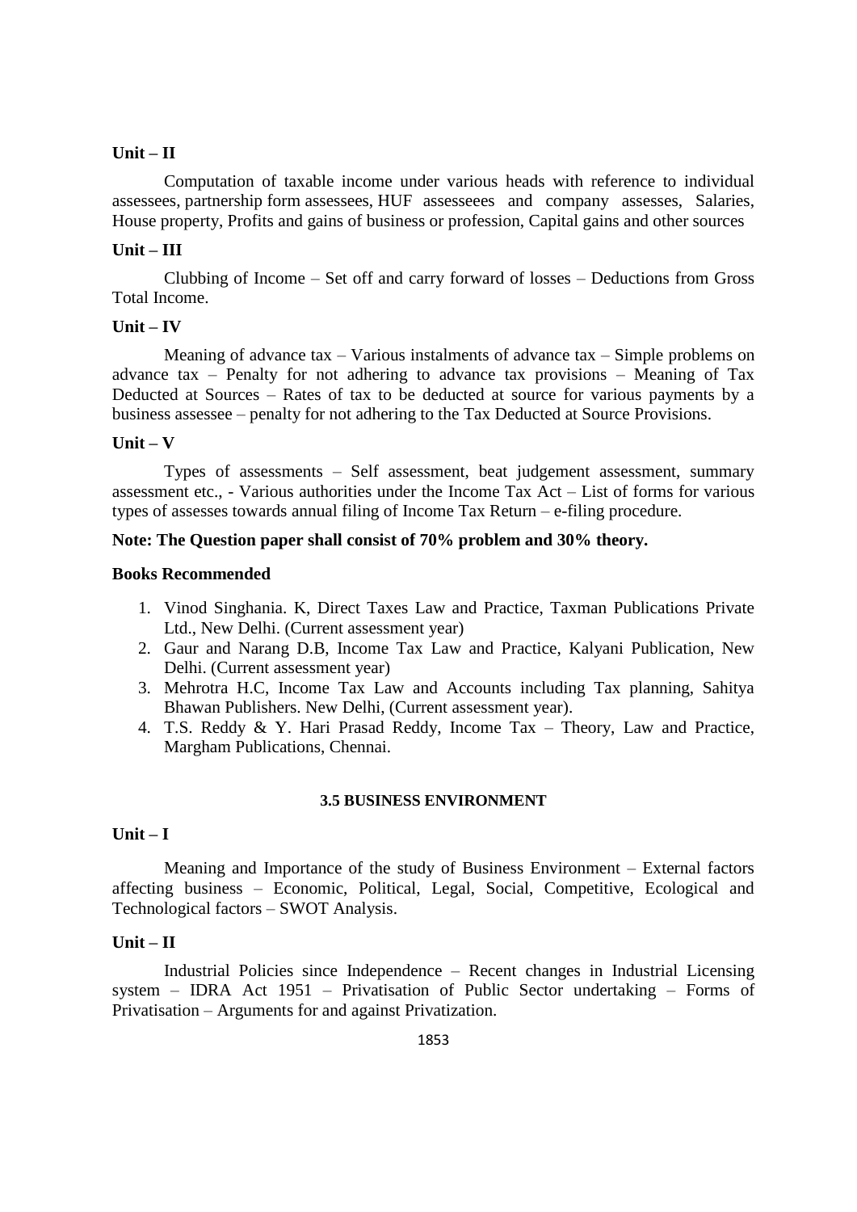**Unit – II**

Computation of taxable income under various heads with reference to individual assessees, partnership form assessees, HUF assesseees and company assesses, Salaries, House property, Profits and gains of business or profession, Capital gains and other sources

**Unit – III**

Clubbing of Income – Set off and carry forward of losses – Deductions from Gross Total Income.

**Unit – IV**

Meaning of advance tax – Various instalments of advance tax – Simple problems on advance tax – Penalty for not adhering to advance tax provisions – Meaning of Tax Deducted at Sources – Rates of tax to be deducted at source for various payments by a business assessee – penalty for not adhering to the Tax Deducted at Source Provisions.

**Unit – V**

Types of assessments – Self assessment, beat judgement assessment, summary assessment etc., - Various authorities under the Income Tax Act – List of forms for various types of assesses towards annual filing of Income Tax Return – e-filing procedure.

**Note: The Question paper shall consist of 70% problem and 30% theory.**

**Books Recommended**

1. Vinod Singhania. K, Direct Taxes Law and Practice, Taxman Publications Private Ltd., New Delhi. (Current assessment year)
2. Gaur and Narang D.B, Income Tax Law and Practice, Kalyani Publication, New Delhi. (Current assessment year)
3. Mehrotra H.C, Income Tax Law and Accounts including Tax planning, Sahitya Bhawan Publishers. New Delhi, (Current assessment year).
4. T.S. Reddy & Y. Hari Prasad Reddy, Income Tax – Theory, Law and Practice, Margham Publications, Chennai.

## 3.5 BUSINESS ENVIRONMENT

**Unit – I**

Meaning and Importance of the study of Business Environment – External factors affecting business – Economic, Political, Legal, Social, Competitive, Ecological and Technological factors – SWOT Analysis.

**Unit – II**

Industrial Policies since Independence – Recent changes in Industrial Licensing system – IDRA Act 1951 – Privatisation of Public Sector undertaking – Forms of Privatisation – Arguments for and against Privatization.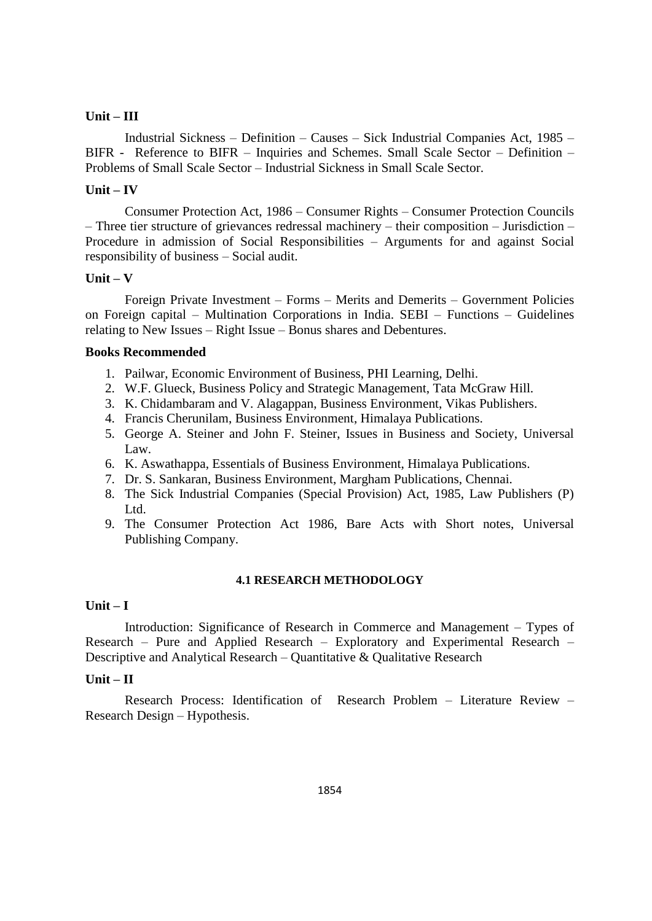**Unit – III**

Industrial Sickness – Definition – Causes – Sick Industrial Companies Act, 1985 – BIFR - Reference to BIFR – Inquiries and Schemes. Small Scale Sector – Definition – Problems of Small Scale Sector – Industrial Sickness in Small Scale Sector.

**Unit – IV**

Consumer Protection Act, 1986 – Consumer Rights – Consumer Protection Councils – Three tier structure of grievances redressal machinery – their composition – Jurisdiction – Procedure in admission of Social Responsibilities – Arguments for and against Social responsibility of business – Social audit.

**Unit – V**

Foreign Private Investment – Forms – Merits and Demerits – Government Policies on Foreign capital – Multination Corporations in India. SEBI – Functions – Guidelines relating to New Issues – Right Issue – Bonus shares and Debentures.

**Books Recommended**

1. Pailwar, Economic Environment of Business, PHI Learning, Delhi.
2. W.F. Glueck, Business Policy and Strategic Management, Tata McGraw Hill.
3. K. Chidambaram and V. Alagappan, Business Environment, Vikas Publishers.
4. Francis Cherunilam, Business Environment, Himalaya Publications.
5. George A. Steiner and John F. Steiner, Issues in Business and Society, Universal Law.
6. K. Aswathappa, Essentials of Business Environment, Himalaya Publications.
7. Dr. S. Sankaran, Business Environment, Margham Publications, Chennai.
8. The Sick Industrial Companies (Special Provision) Act, 1985, Law Publishers (P) Ltd.
9. The Consumer Protection Act 1986, Bare Acts with Short notes, Universal Publishing Company.

## 4.1 RESEARCH METHODOLOGY

**Unit – I**

Introduction: Significance of Research in Commerce and Management – Types of Research – Pure and Applied Research – Exploratory and Experimental Research – Descriptive and Analytical Research – Quantitative & Qualitative Research

**Unit – II**

Research Process: Identification of Research Problem – Literature Review – Research Design – Hypothesis.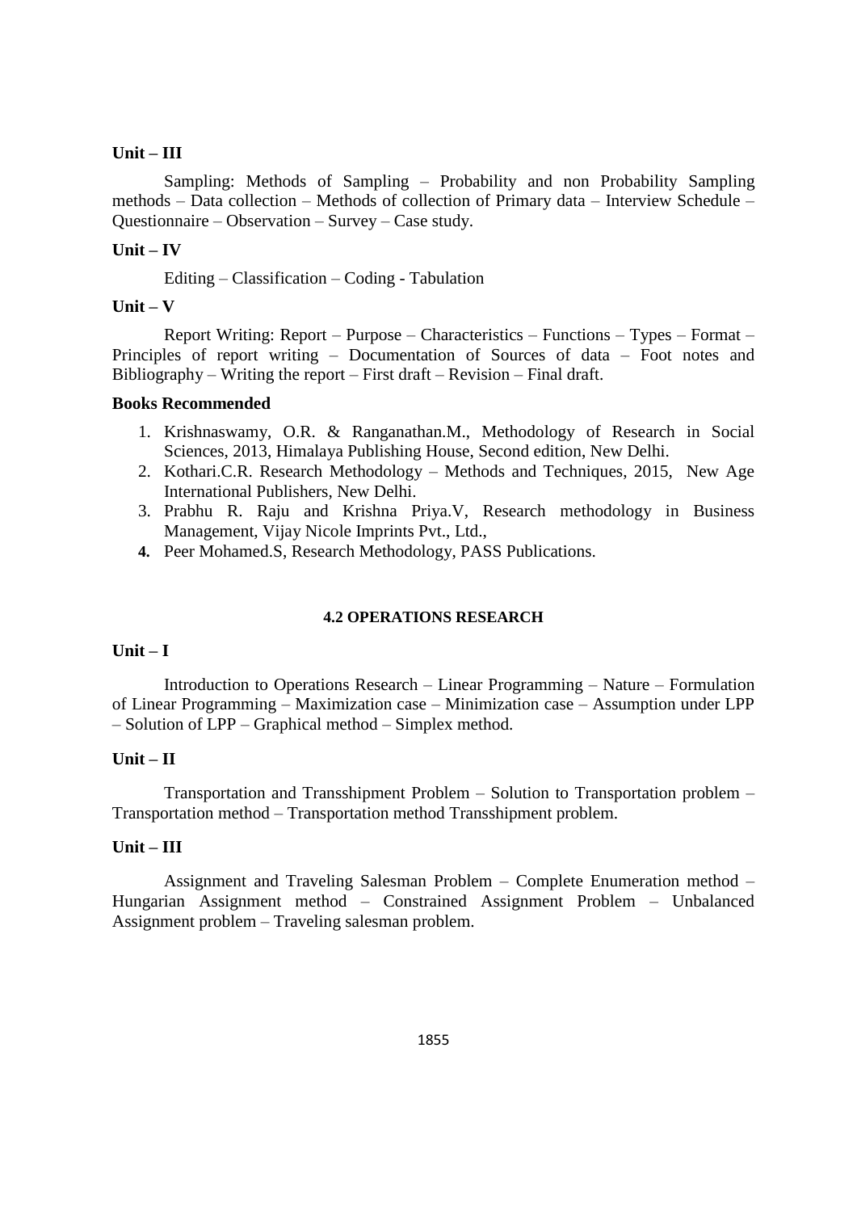**Unit – III**

Sampling: Methods of Sampling – Probability and non Probability Sampling methods – Data collection – Methods of collection of Primary data – Interview Schedule – Questionnaire – Observation – Survey – Case study.

**Unit – IV**

Editing – Classification – Coding - Tabulation

**Unit – V**

Report Writing: Report – Purpose – Characteristics – Functions – Types – Format – Principles of report writing – Documentation of Sources of data – Foot notes and Bibliography – Writing the report – First draft – Revision – Final draft.

**Books Recommended**

1. Krishnaswamy, O.R. & Ranganathan.M., Methodology of Research in Social Sciences, 2013, Himalaya Publishing House, Second edition, New Delhi.
2. Kothari.C.R. Research Methodology – Methods and Techniques, 2015, New Age International Publishers, New Delhi.
3. Prabhu R. Raju and Krishna Priya.V, Research methodology in Business Management, Vijay Nicole Imprints Pvt., Ltd.,
4. Peer Mohamed.S, Research Methodology, PASS Publications.

## 4.2 OPERATIONS RESEARCH

**Unit – I**

Introduction to Operations Research – Linear Programming – Nature – Formulation of Linear Programming – Maximization case – Minimization case – Assumption under LPP – Solution of LPP – Graphical method – Simplex method.

**Unit – II**

Transportation and Transshipment Problem – Solution to Transportation problem – Transportation method – Transportation method Transshipment problem.

**Unit – III**

Assignment and Traveling Salesman Problem – Complete Enumeration method – Hungarian Assignment method – Constrained Assignment Problem – Unbalanced Assignment problem – Traveling salesman problem.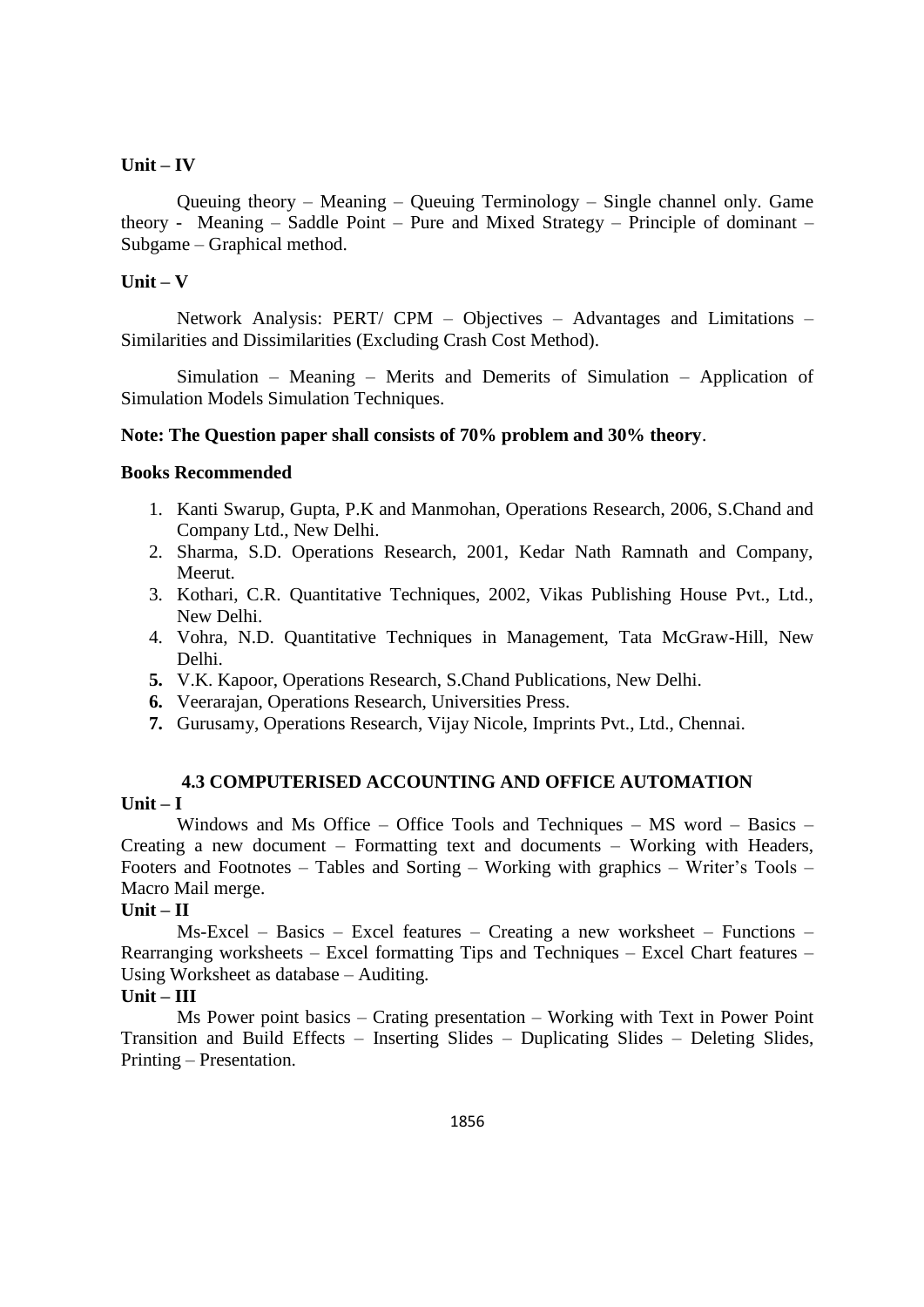**Unit – IV**

Queuing theory – Meaning – Queuing Terminology – Single channel only. Game theory - Meaning – Saddle Point – Pure and Mixed Strategy – Principle of dominant – Subgame – Graphical method.

**Unit – V**

Network Analysis: PERT/ CPM – Objectives – Advantages and Limitations – Similarities and Dissimilarities (Excluding Crash Cost Method).

Simulation – Meaning – Merits and Demerits of Simulation – Application of Simulation Models Simulation Techniques.

**Note: The Question paper shall consists of 70% problem and 30% theory**.

**Books Recommended**

1. Kanti Swarup, Gupta, P.K and Manmohan, Operations Research, 2006, S.Chand and Company Ltd., New Delhi.
2. Sharma, S.D. Operations Research, 2001, Kedar Nath Ramnath and Company, Meerut.
3. Kothari, C.R. Quantitative Techniques, 2002, Vikas Publishing House Pvt., Ltd., New Delhi.
4. Vohra, N.D. Quantitative Techniques in Management, Tata McGraw-Hill, New Delhi.
5. V.K. Kapoor, Operations Research, S.Chand Publications, New Delhi.
6. Veerarajan, Operations Research, Universities Press.
7. Gurusamy, Operations Research, Vijay Nicole, Imprints Pvt., Ltd., Chennai.

## 4.3 COMPUTERISED ACCOUNTING AND OFFICE AUTOMATION

**Unit – I**

Windows and Ms Office – Office Tools and Techniques – MS word – Basics – Creating a new document – Formatting text and documents – Working with Headers, Footers and Footnotes – Tables and Sorting – Working with graphics – Writer's Tools – Macro Mail merge.

**Unit – II**

Ms-Excel – Basics – Excel features – Creating a new worksheet – Functions – Rearranging worksheets – Excel formatting Tips and Techniques – Excel Chart features – Using Worksheet as database – Auditing.

**Unit – III**

Ms Power point basics – Crating presentation – Working with Text in Power Point Transition and Build Effects – Inserting Slides – Duplicating Slides – Deleting Slides, Printing – Presentation.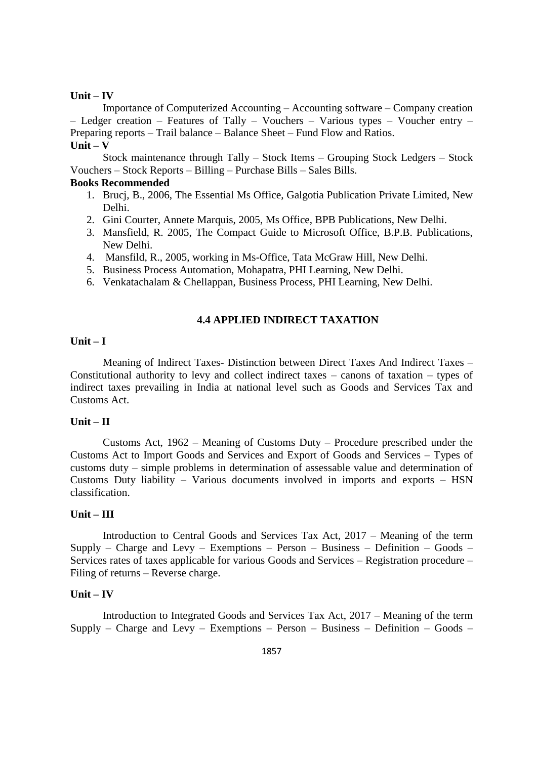**Unit – IV**

Importance of Computerized Accounting – Accounting software – Company creation – Ledger creation – Features of Tally – Vouchers – Various types – Voucher entry – Preparing reports – Trail balance – Balance Sheet – Fund Flow and Ratios.

**Unit – V**

Stock maintenance through Tally – Stock Items – Grouping Stock Ledgers – Stock Vouchers – Stock Reports – Billing – Purchase Bills – Sales Bills.

**Books Recommended**

1. Brucj, B., 2006, The Essential Ms Office, Galgotia Publication Private Limited, New Delhi.
2. Gini Courter, Annete Marquis, 2005, Ms Office, BPB Publications, New Delhi.
3. Mansfield, R. 2005, The Compact Guide to Microsoft Office, B.P.B. Publications, New Delhi.
4. Mansfild, R., 2005, working in Ms-Office, Tata McGraw Hill, New Delhi.
5. Business Process Automation, Mohapatra, PHI Learning, New Delhi.
6. Venkatachalam & Chellappan, Business Process, PHI Learning, New Delhi.

## 4.4 APPLIED INDIRECT TAXATION

**Unit – I**

Meaning of Indirect Taxes- Distinction between Direct Taxes And Indirect Taxes – Constitutional authority to levy and collect indirect taxes – canons of taxation – types of indirect taxes prevailing in India at national level such as Goods and Services Tax and Customs Act.

**Unit – II**

Customs Act, 1962 – Meaning of Customs Duty – Procedure prescribed under the Customs Act to Import Goods and Services and Export of Goods and Services – Types of customs duty – simple problems in determination of assessable value and determination of Customs Duty liability – Various documents involved in imports and exports – HSN classification.

**Unit – III**

Introduction to Central Goods and Services Tax Act, 2017 – Meaning of the term Supply – Charge and Levy – Exemptions – Person – Business – Definition – Goods – Services rates of taxes applicable for various Goods and Services – Registration procedure – Filing of returns – Reverse charge.

**Unit – IV**

Introduction to Integrated Goods and Services Tax Act, 2017 – Meaning of the term Supply – Charge and Levy – Exemptions – Person – Business – Definition – Goods –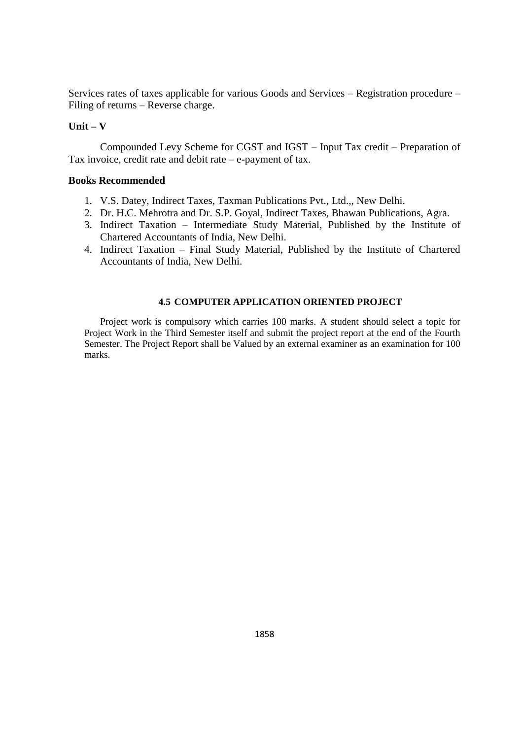Services rates of taxes applicable for various Goods and Services – Registration procedure – Filing of returns – Reverse charge.

**Unit – V**

Compounded Levy Scheme for CGST and IGST – Input Tax credit – Preparation of Tax invoice, credit rate and debit rate – e-payment of tax.

**Books Recommended**

1. V.S. Datey, Indirect Taxes, Taxman Publications Pvt., Ltd.,, New Delhi.
2. Dr. H.C. Mehrotra and Dr. S.P. Goyal, Indirect Taxes, Bhawan Publications, Agra.
3. Indirect Taxation – Intermediate Study Material, Published by the Institute of Chartered Accountants of India, New Delhi.
4. Indirect Taxation – Final Study Material, Published by the Institute of Chartered Accountants of India, New Delhi.

## 4.5 COMPUTER APPLICATION ORIENTED PROJECT

Project work is compulsory which carries 100 marks. A student should select a topic for Project Work in the Third Semester itself and submit the project report at the end of the Fourth Semester. The Project Report shall be Valued by an external examiner as an examination for 100 marks.